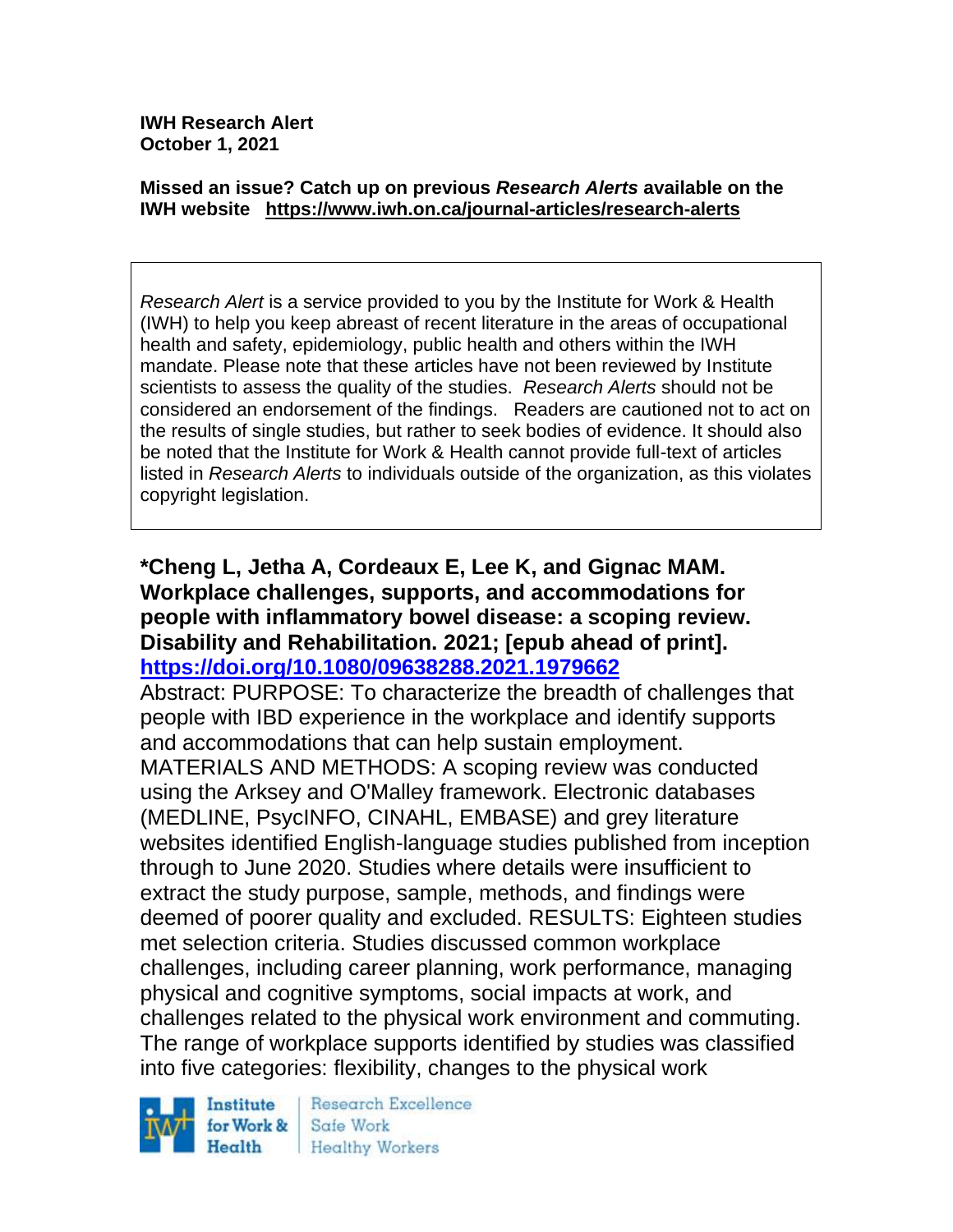**IWH Research Alert**
**October 1, 2021**

**Missed an issue? Catch up on previous *Research Alerts* available on the IWH website [https://www.iwh.on.ca/journal-articles/research-alerts](https://www.iwh.on.ca/journal-articles/research-alerts)**

> *Research Alert* is a service provided to you by the Institute for Work & Health (IWH) to help you keep abreast of recent literature in the areas of occupational health and safety, epidemiology, public health and others within the IWH mandate. Please note that these articles have not been reviewed by Institute scientists to assess the quality of the studies. *Research Alerts* should not be considered an endorsement of the findings. Readers are cautioned not to act on the results of single studies, but rather to seek bodies of evidence. It should also be noted that the Institute for Work & Health cannot provide full-text of articles listed in *Research Alerts* to individuals outside of the organization, as this violates copyright legislation.

**\*Cheng L, Jetha A, Cordeaux E, Lee K, and Gignac MAM. Workplace challenges, supports, and accommodations for people with inflammatory bowel disease: a scoping review. Disability and Rehabilitation. 2021; [epub ahead of print].**
**[https://doi.org/10.1080/09638288.2021.1979662](https://doi.org/10.1080/09638288.2021.1979662)**

Abstract: PURPOSE: To characterize the breadth of challenges that people with IBD experience in the workplace and identify supports and accommodations that can help sustain employment. MATERIALS AND METHODS: A scoping review was conducted using the Arksey and O'Malley framework. Electronic databases (MEDLINE, PsycINFO, CINAHL, EMBASE) and grey literature websites identified English-language studies published from inception through to June 2020. Studies where details were insufficient to extract the study purpose, sample, methods, and findings were deemed of poorer quality and excluded. RESULTS: Eighteen studies met selection criteria. Studies discussed common workplace challenges, including career planning, work performance, managing physical and cognitive symptoms, social impacts at work, and challenges related to the physical work environment and commuting. The range of workplace supports identified by studies was classified into five categories: flexibility, changes to the physical work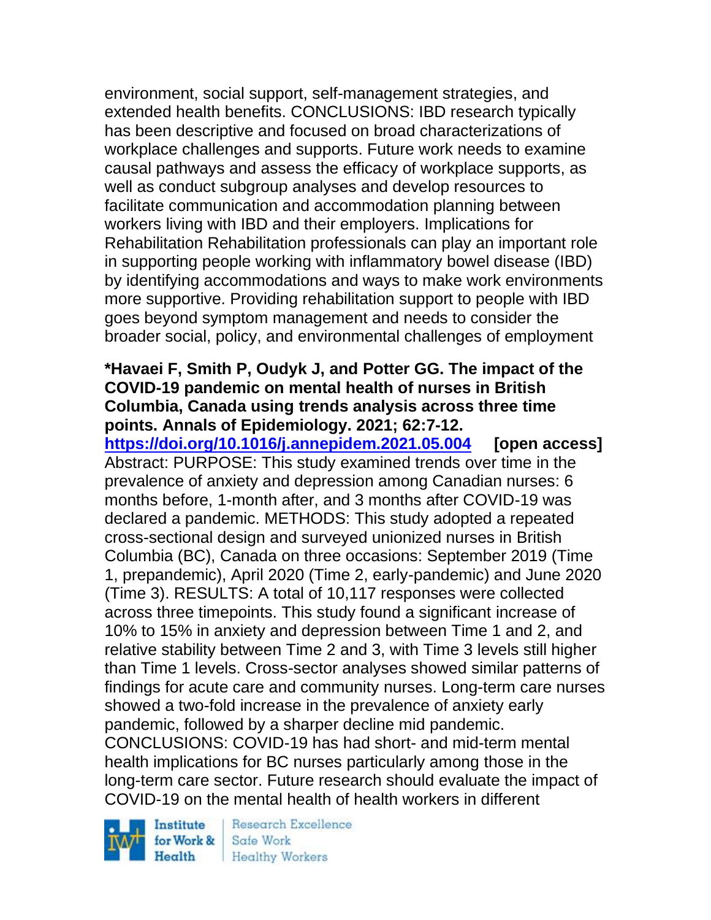environment, social support, self-management strategies, and extended health benefits. CONCLUSIONS: IBD research typically has been descriptive and focused on broad characterizations of workplace challenges and supports. Future work needs to examine causal pathways and assess the efficacy of workplace supports, as well as conduct subgroup analyses and develop resources to facilitate communication and accommodation planning between workers living with IBD and their employers. Implications for Rehabilitation Rehabilitation professionals can play an important role in supporting people working with inflammatory bowel disease (IBD) by identifying accommodations and ways to make work environments more supportive. Providing rehabilitation support to people with IBD goes beyond symptom management and needs to consider the broader social, policy, and environmental challenges of employment

**\*Havaei F, Smith P, Oudyk J, and Potter GG. The impact of the COVID-19 pandemic on mental health of nurses in British Columbia, Canada using trends analysis across three time points. Annals of Epidemiology. 2021; 62:7-12.**
https://doi.org/10.1016/j.annepidem.2021.05.004 **[open access]**
Abstract: PURPOSE: This study examined trends over time in the prevalence of anxiety and depression among Canadian nurses: 6 months before, 1-month after, and 3 months after COVID-19 was declared a pandemic. METHODS: This study adopted a repeated cross-sectional design and surveyed unionized nurses in British Columbia (BC), Canada on three occasions: September 2019 (Time 1, prepandemic), April 2020 (Time 2, early-pandemic) and June 2020 (Time 3). RESULTS: A total of 10,117 responses were collected across three timepoints. This study found a significant increase of 10% to 15% in anxiety and depression between Time 1 and 2, and relative stability between Time 2 and 3, with Time 3 levels still higher than Time 1 levels. Cross-sector analyses showed similar patterns of findings for acute care and community nurses. Long-term care nurses showed a two-fold increase in the prevalence of anxiety early pandemic, followed by a sharper decline mid pandemic. CONCLUSIONS: COVID-19 has had short- and mid-term mental health implications for BC nurses particularly among those in the long-term care sector. Future research should evaluate the impact of COVID-19 on the mental health of health workers in different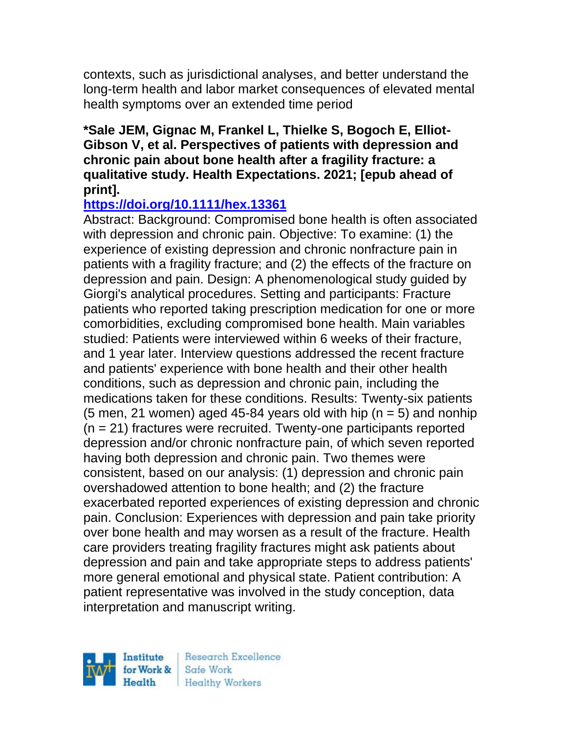contexts, such as jurisdictional analyses, and better understand the long-term health and labor market consequences of elevated mental health symptoms over an extended time period

**\*Sale JEM, Gignac M, Frankel L, Thielke S, Bogoch E, Elliot-Gibson V, et al. Perspectives of patients with depression and chronic pain about bone health after a fragility fracture: a qualitative study. Health Expectations. 2021; [epub ahead of print].**

**https://doi.org/10.1111/hex.13361**

Abstract: Background: Compromised bone health is often associated with depression and chronic pain. Objective: To examine: (1) the experience of existing depression and chronic nonfracture pain in patients with a fragility fracture; and (2) the effects of the fracture on depression and pain. Design: A phenomenological study guided by Giorgi's analytical procedures. Setting and participants: Fracture patients who reported taking prescription medication for one or more comorbidities, excluding compromised bone health. Main variables studied: Patients were interviewed within 6 weeks of their fracture, and 1 year later. Interview questions addressed the recent fracture and patients' experience with bone health and their other health conditions, such as depression and chronic pain, including the medications taken for these conditions. Results: Twenty-six patients (5 men, 21 women) aged 45-84 years old with hip (n = 5) and nonhip (n = 21) fractures were recruited. Twenty-one participants reported depression and/or chronic nonfracture pain, of which seven reported having both depression and chronic pain. Two themes were consistent, based on our analysis: (1) depression and chronic pain overshadowed attention to bone health; and (2) the fracture exacerbated reported experiences of existing depression and chronic pain. Conclusion: Experiences with depression and pain take priority over bone health and may worsen as a result of the fracture. Health care providers treating fragility fractures might ask patients about depression and pain and take appropriate steps to address patients' more general emotional and physical state. Patient contribution: A patient representative was involved in the study conception, data interpretation and manuscript writing.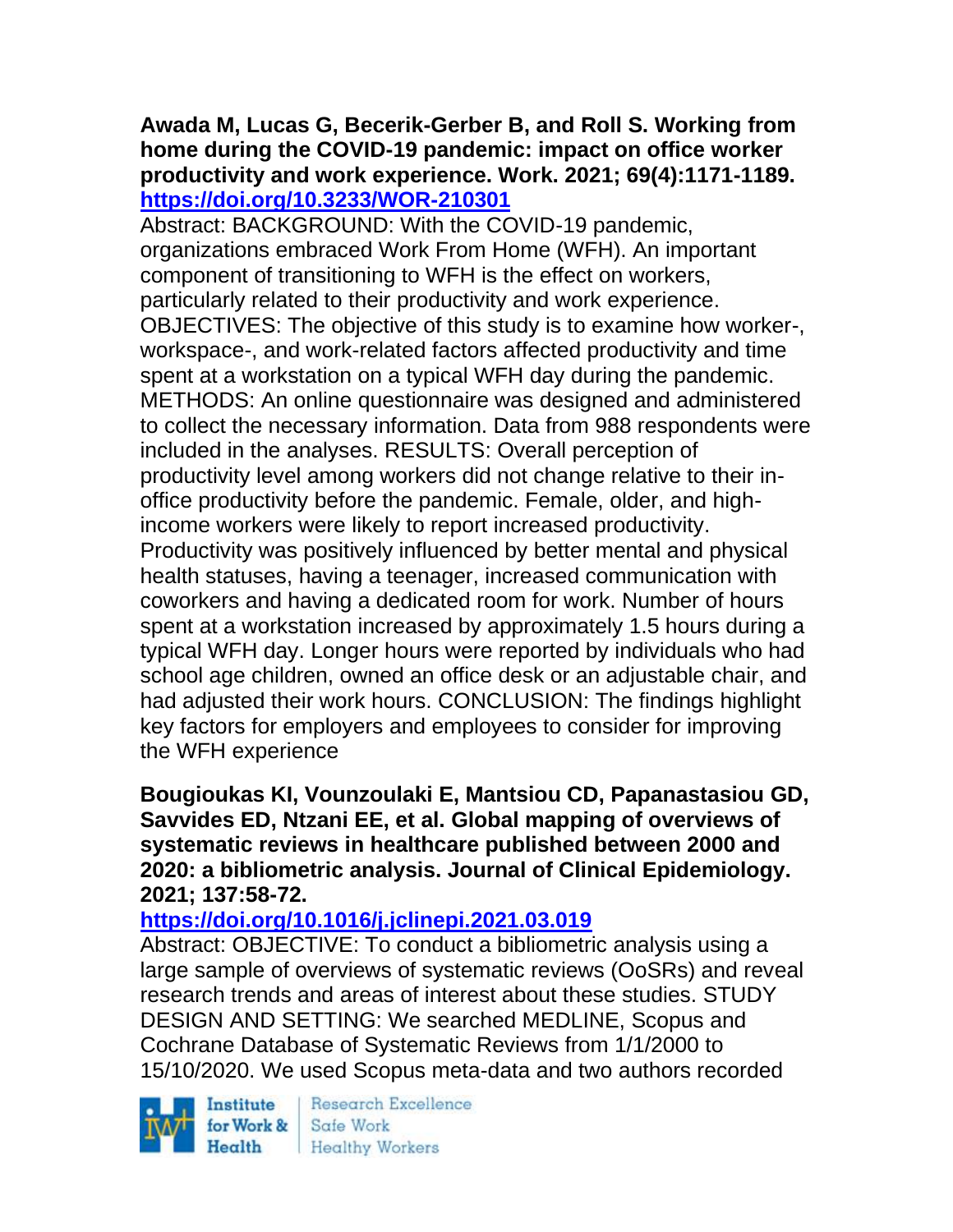**Awada M, Lucas G, Becerik-Gerber B, and Roll S. Working from home during the COVID-19 pandemic: impact on office worker productivity and work experience. Work. 2021; 69(4):1171-1189. https://doi.org/10.3233/WOR-210301**

Abstract: BACKGROUND: With the COVID-19 pandemic, organizations embraced Work From Home (WFH). An important component of transitioning to WFH is the effect on workers, particularly related to their productivity and work experience. OBJECTIVES: The objective of this study is to examine how worker-, workspace-, and work-related factors affected productivity and time spent at a workstation on a typical WFH day during the pandemic. METHODS: An online questionnaire was designed and administered to collect the necessary information. Data from 988 respondents were included in the analyses. RESULTS: Overall perception of productivity level among workers did not change relative to their in-office productivity before the pandemic. Female, older, and high-income workers were likely to report increased productivity. Productivity was positively influenced by better mental and physical health statuses, having a teenager, increased communication with coworkers and having a dedicated room for work. Number of hours spent at a workstation increased by approximately 1.5 hours during a typical WFH day. Longer hours were reported by individuals who had school age children, owned an office desk or an adjustable chair, and had adjusted their work hours. CONCLUSION: The findings highlight key factors for employers and employees to consider for improving the WFH experience

**Bougioukas KI, Vounzoulaki E, Mantsiou CD, Papanastasiou GD, Savvides ED, Ntzani EE, et al. Global mapping of overviews of systematic reviews in healthcare published between 2000 and 2020: a bibliometric analysis. Journal of Clinical Epidemiology. 2021; 137:58-72. https://doi.org/10.1016/j.jclinepi.2021.03.019**

Abstract: OBJECTIVE: To conduct a bibliometric analysis using a large sample of overviews of systematic reviews (OoSRs) and reveal research trends and areas of interest about these studies. STUDY DESIGN AND SETTING: We searched MEDLINE, Scopus and Cochrane Database of Systematic Reviews from 1/1/2000 to 15/10/2020. We used Scopus meta-data and two authors recorded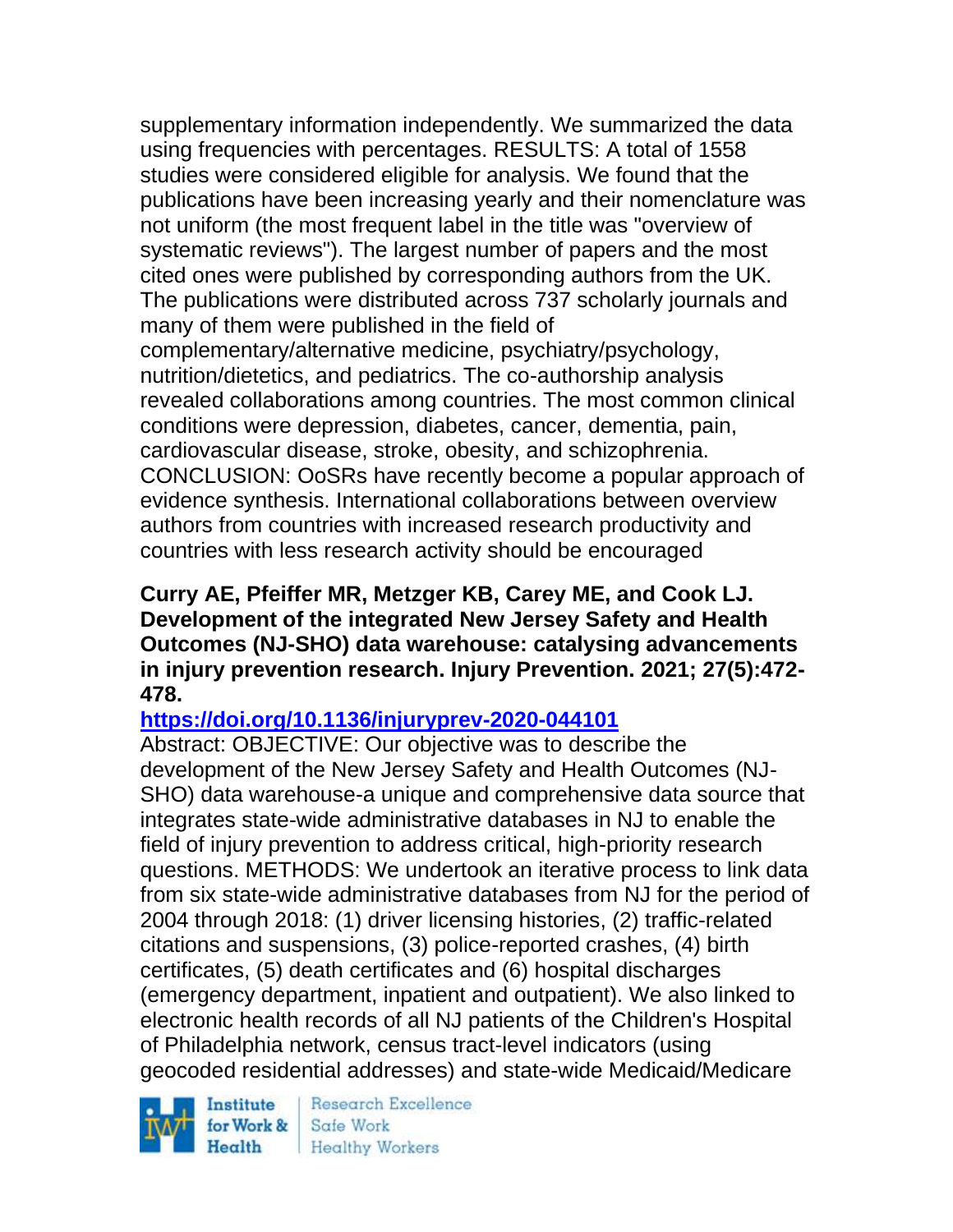supplementary information independently. We summarized the data using frequencies with percentages. RESULTS: A total of 1558 studies were considered eligible for analysis. We found that the publications have been increasing yearly and their nomenclature was not uniform (the most frequent label in the title was "overview of systematic reviews"). The largest number of papers and the most cited ones were published by corresponding authors from the UK. The publications were distributed across 737 scholarly journals and many of them were published in the field of complementary/alternative medicine, psychiatry/psychology, nutrition/dietetics, and pediatrics. The co-authorship analysis revealed collaborations among countries. The most common clinical conditions were depression, diabetes, cancer, dementia, pain, cardiovascular disease, stroke, obesity, and schizophrenia. CONCLUSION: OoSRs have recently become a popular approach of evidence synthesis. International collaborations between overview authors from countries with increased research productivity and countries with less research activity should be encouraged

**Curry AE, Pfeiffer MR, Metzger KB, Carey ME, and Cook LJ. Development of the integrated New Jersey Safety and Health Outcomes (NJ-SHO) data warehouse: catalysing advancements in injury prevention research. Injury Prevention. 2021; 27(5):472-478.**

**https://doi.org/10.1136/injuryprev-2020-044101**

Abstract: OBJECTIVE: Our objective was to describe the development of the New Jersey Safety and Health Outcomes (NJ-SHO) data warehouse-a unique and comprehensive data source that integrates state-wide administrative databases in NJ to enable the field of injury prevention to address critical, high-priority research questions. METHODS: We undertook an iterative process to link data from six state-wide administrative databases from NJ for the period of 2004 through 2018: (1) driver licensing histories, (2) traffic-related citations and suspensions, (3) police-reported crashes, (4) birth certificates, (5) death certificates and (6) hospital discharges (emergency department, inpatient and outpatient). We also linked to electronic health records of all NJ patients of the Children's Hospital of Philadelphia network, census tract-level indicators (using geocoded residential addresses) and state-wide Medicaid/Medicare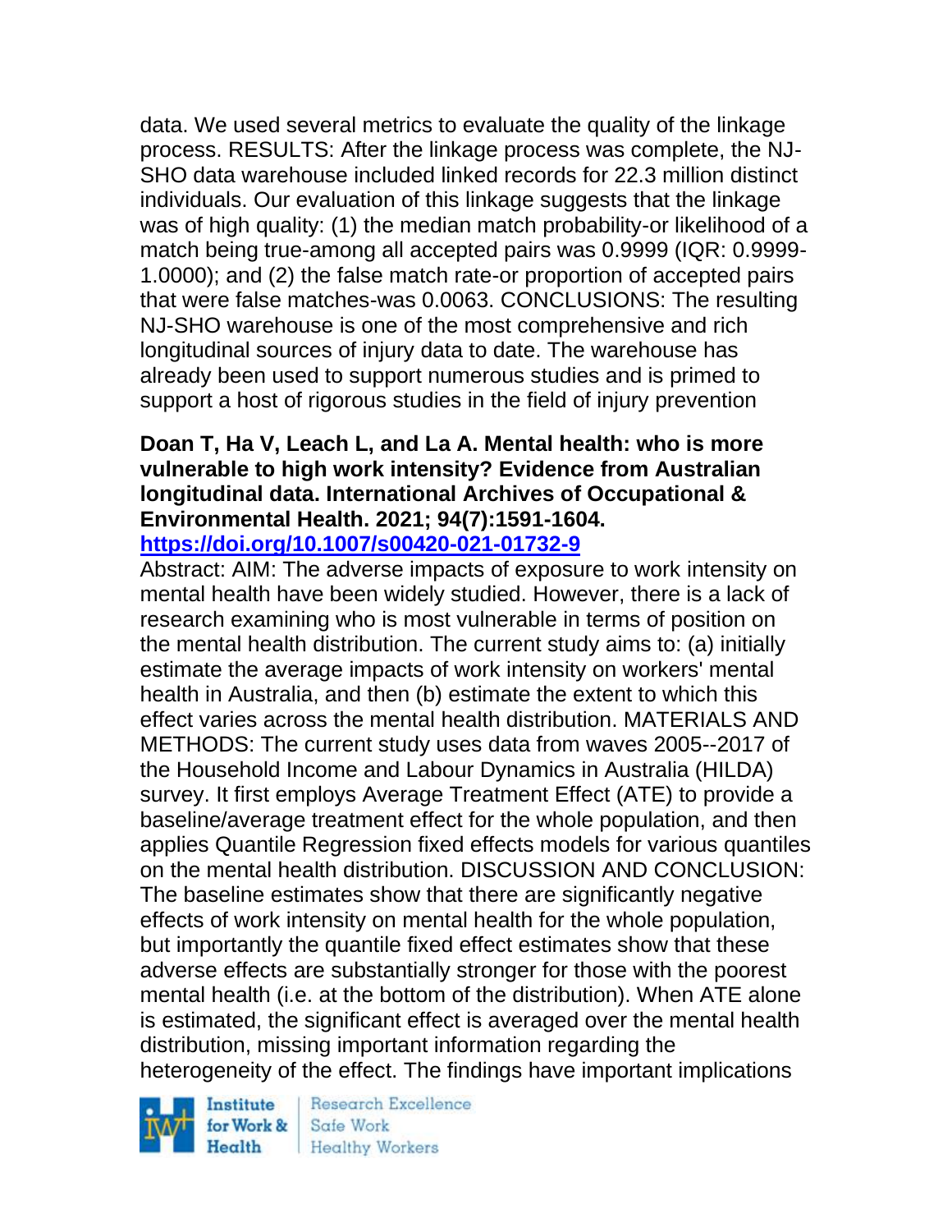data. We used several metrics to evaluate the quality of the linkage process. RESULTS: After the linkage process was complete, the NJ-SHO data warehouse included linked records for 22.3 million distinct individuals. Our evaluation of this linkage suggests that the linkage was of high quality: (1) the median match probability-or likelihood of a match being true-among all accepted pairs was 0.9999 (IQR: 0.9999-1.0000); and (2) the false match rate-or proportion of accepted pairs that were false matches-was 0.0063. CONCLUSIONS: The resulting NJ-SHO warehouse is one of the most comprehensive and rich longitudinal sources of injury data to date. The warehouse has already been used to support numerous studies and is primed to support a host of rigorous studies in the field of injury prevention

**Doan T, Ha V, Leach L, and La A. Mental health: who is more vulnerable to high work intensity? Evidence from Australian longitudinal data. International Archives of Occupational & Environmental Health. 2021; 94(7):1591-1604. https://doi.org/10.1007/s00420-021-01732-9**

Abstract: AIM: The adverse impacts of exposure to work intensity on mental health have been widely studied. However, there is a lack of research examining who is most vulnerable in terms of position on the mental health distribution. The current study aims to: (a) initially estimate the average impacts of work intensity on workers' mental health in Australia, and then (b) estimate the extent to which this effect varies across the mental health distribution. MATERIALS AND METHODS: The current study uses data from waves 2005--2017 of the Household Income and Labour Dynamics in Australia (HILDA) survey. It first employs Average Treatment Effect (ATE) to provide a baseline/average treatment effect for the whole population, and then applies Quantile Regression fixed effects models for various quantiles on the mental health distribution. DISCUSSION AND CONCLUSION: The baseline estimates show that there are significantly negative effects of work intensity on mental health for the whole population, but importantly the quantile fixed effect estimates show that these adverse effects are substantially stronger for those with the poorest mental health (i.e. at the bottom of the distribution). When ATE alone is estimated, the significant effect is averaged over the mental health distribution, missing important information regarding the heterogeneity of the effect. The findings have important implications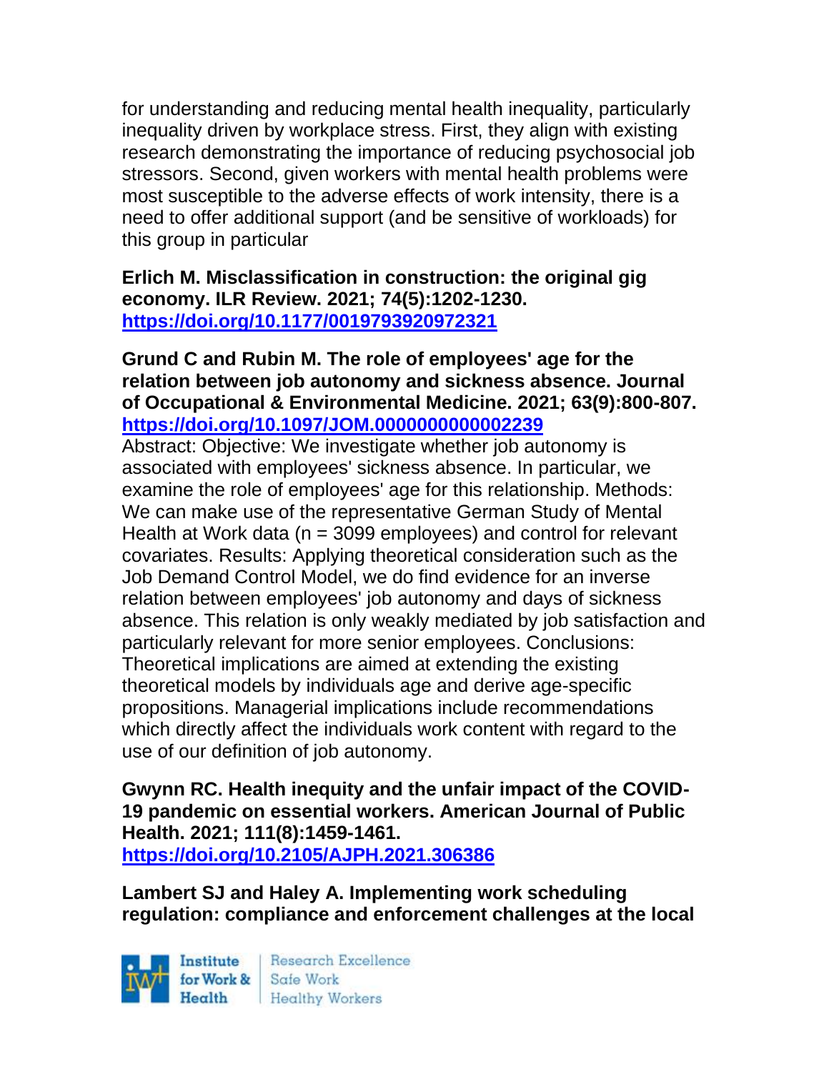for understanding and reducing mental health inequality, particularly inequality driven by workplace stress. First, they align with existing research demonstrating the importance of reducing psychosocial job stressors. Second, given workers with mental health problems were most susceptible to the adverse effects of work intensity, there is a need to offer additional support (and be sensitive of workloads) for this group in particular

**Erlich M. Misclassification in construction: the original gig economy. ILR Review. 2021; 74(5):1202-1230. https://doi.org/10.1177/0019793920972321**

**Grund C and Rubin M. The role of employees' age for the relation between job autonomy and sickness absence. Journal of Occupational & Environmental Medicine. 2021; 63(9):800-807. https://doi.org/10.1097/JOM.0000000000002239**

Abstract: Objective: We investigate whether job autonomy is associated with employees' sickness absence. In particular, we examine the role of employees' age for this relationship. Methods: We can make use of the representative German Study of Mental Health at Work data (n = 3099 employees) and control for relevant covariates. Results: Applying theoretical consideration such as the Job Demand Control Model, we do find evidence for an inverse relation between employees' job autonomy and days of sickness absence. This relation is only weakly mediated by job satisfaction and particularly relevant for more senior employees. Conclusions: Theoretical implications are aimed at extending the existing theoretical models by individuals age and derive age-specific propositions. Managerial implications include recommendations which directly affect the individuals work content with regard to the use of our definition of job autonomy.

**Gwynn RC. Health inequity and the unfair impact of the COVID-19 pandemic on essential workers. American Journal of Public Health. 2021; 111(8):1459-1461. https://doi.org/10.2105/AJPH.2021.306386**

**Lambert SJ and Haley A. Implementing work scheduling regulation: compliance and enforcement challenges at the local**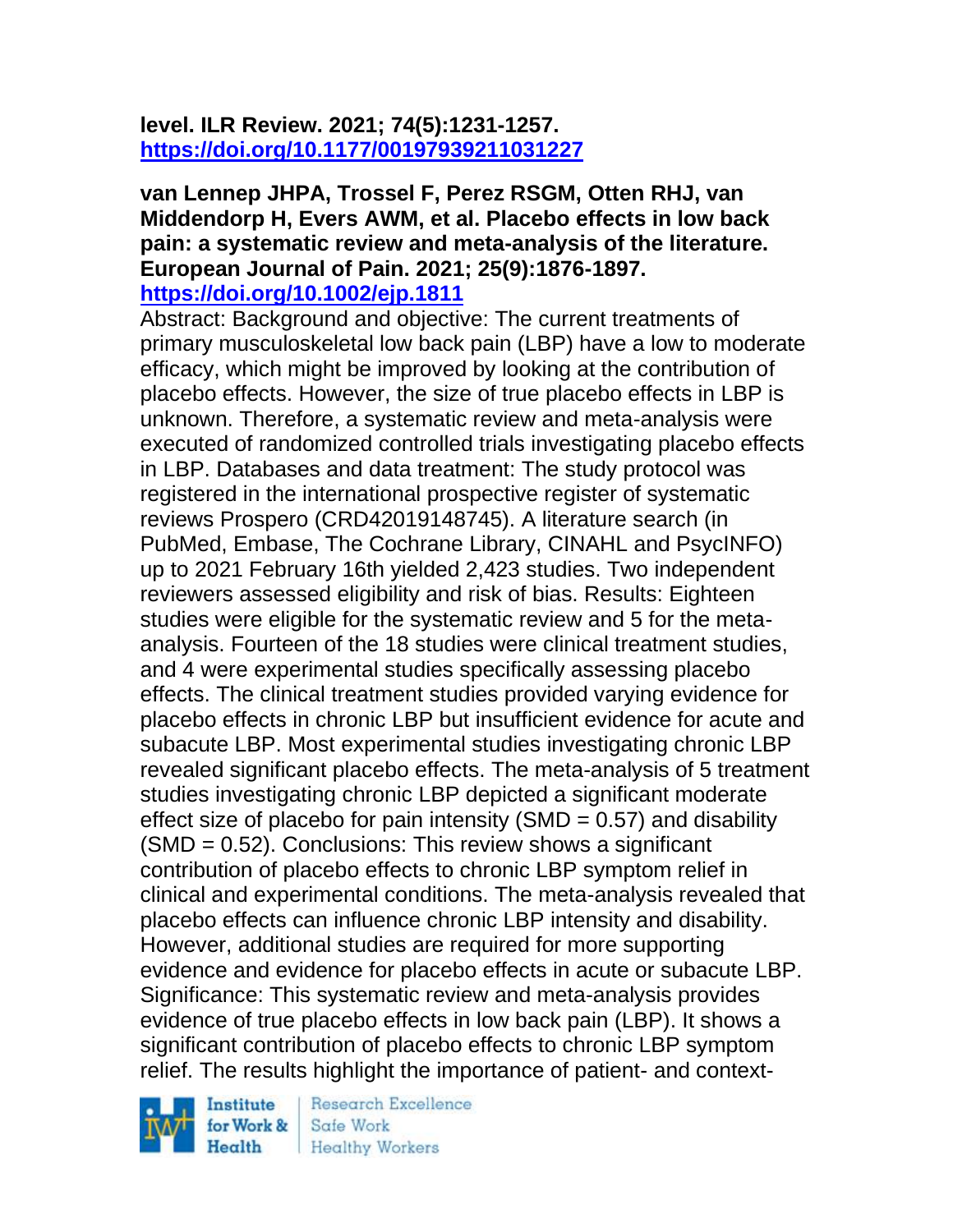**level. ILR Review. 2021; 74(5):1231-1257. [https://doi.org/10.1177/00197939211031227](https://doi.org/10.1177/00197939211031227)**

**van Lennep JHPA, Trossel F, Perez RSGM, Otten RHJ, van Middendorp H, Evers AWM, et al. Placebo effects in low back pain: a systematic review and meta-analysis of the literature. European Journal of Pain. 2021; 25(9):1876-1897. [https://doi.org/10.1002/ejp.1811](https://doi.org/10.1002/ejp.1811)**

Abstract: Background and objective: The current treatments of primary musculoskeletal low back pain (LBP) have a low to moderate efficacy, which might be improved by looking at the contribution of placebo effects. However, the size of true placebo effects in LBP is unknown. Therefore, a systematic review and meta-analysis were executed of randomized controlled trials investigating placebo effects in LBP. Databases and data treatment: The study protocol was registered in the international prospective register of systematic reviews Prospero (CRD42019148745). A literature search (in PubMed, Embase, The Cochrane Library, CINAHL and PsycINFO) up to 2021 February 16th yielded 2,423 studies. Two independent reviewers assessed eligibility and risk of bias. Results: Eighteen studies were eligible for the systematic review and 5 for the meta-analysis. Fourteen of the 18 studies were clinical treatment studies, and 4 were experimental studies specifically assessing placebo effects. The clinical treatment studies provided varying evidence for placebo effects in chronic LBP but insufficient evidence for acute and subacute LBP. Most experimental studies investigating chronic LBP revealed significant placebo effects. The meta-analysis of 5 treatment studies investigating chronic LBP depicted a significant moderate effect size of placebo for pain intensity (SMD = 0.57) and disability (SMD = 0.52). Conclusions: This review shows a significant contribution of placebo effects to chronic LBP symptom relief in clinical and experimental conditions. The meta-analysis revealed that placebo effects can influence chronic LBP intensity and disability. However, additional studies are required for more supporting evidence and evidence for placebo effects in acute or subacute LBP. Significance: This systematic review and meta-analysis provides evidence of true placebo effects in low back pain (LBP). It shows a significant contribution of placebo effects to chronic LBP symptom relief. The results highlight the importance of patient- and context-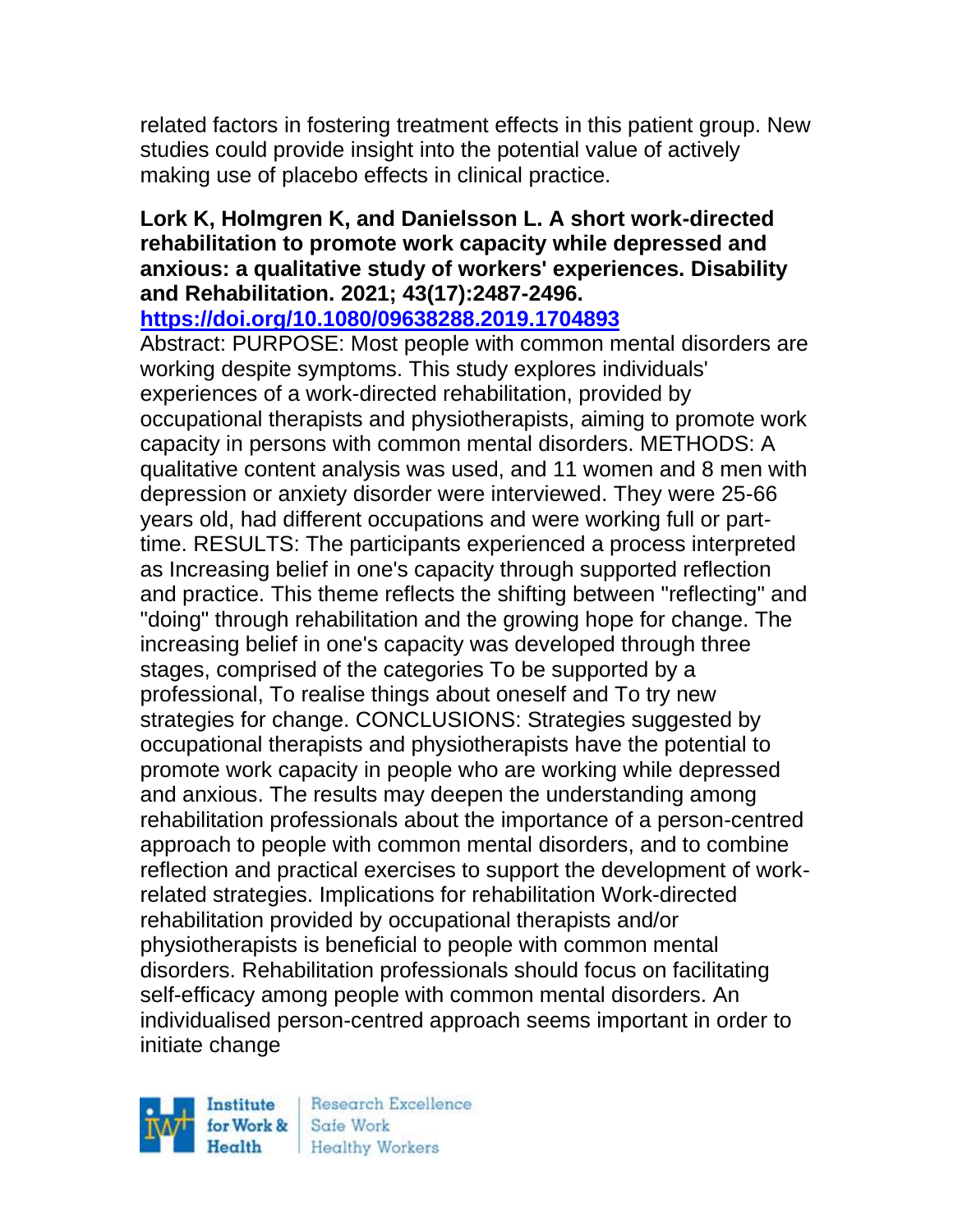related factors in fostering treatment effects in this patient group. New studies could provide insight into the potential value of actively making use of placebo effects in clinical practice.

**Lork K, Holmgren K, and Danielsson L. A short work-directed rehabilitation to promote work capacity while depressed and anxious: a qualitative study of workers' experiences. Disability and Rehabilitation. 2021; 43(17):2487-2496. https://doi.org/10.1080/09638288.2019.1704893**

Abstract: PURPOSE: Most people with common mental disorders are working despite symptoms. This study explores individuals' experiences of a work-directed rehabilitation, provided by occupational therapists and physiotherapists, aiming to promote work capacity in persons with common mental disorders. METHODS: A qualitative content analysis was used, and 11 women and 8 men with depression or anxiety disorder were interviewed. They were 25-66 years old, had different occupations and were working full or part-time. RESULTS: The participants experienced a process interpreted as Increasing belief in one's capacity through supported reflection and practice. This theme reflects the shifting between "reflecting" and "doing" through rehabilitation and the growing hope for change. The increasing belief in one's capacity was developed through three stages, comprised of the categories To be supported by a professional, To realise things about oneself and To try new strategies for change. CONCLUSIONS: Strategies suggested by occupational therapists and physiotherapists have the potential to promote work capacity in people who are working while depressed and anxious. The results may deepen the understanding among rehabilitation professionals about the importance of a person-centred approach to people with common mental disorders, and to combine reflection and practical exercises to support the development of work-related strategies. Implications for rehabilitation Work-directed rehabilitation provided by occupational therapists and/or physiotherapists is beneficial to people with common mental disorders. Rehabilitation professionals should focus on facilitating self-efficacy among people with common mental disorders. An individualised person-centred approach seems important in order to initiate change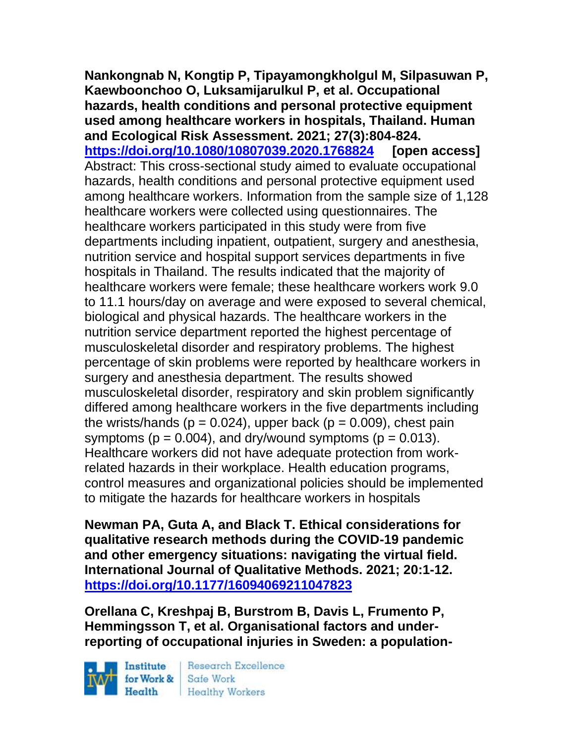**Nankongnab N, Kongtip P, Tipayamongkholgul M, Silpasuwan P, Kaewboonchoo O, Luksamijarulkul P, et al. Occupational hazards, health conditions and personal protective equipment used among healthcare workers in hospitals, Thailand. Human and Ecological Risk Assessment. 2021; 27(3):804-824. https://doi.org/10.1080/10807039.2020.1768824 [open access]**

Abstract: This cross-sectional study aimed to evaluate occupational hazards, health conditions and personal protective equipment used among healthcare workers. Information from the sample size of 1,128 healthcare workers were collected using questionnaires. The healthcare workers participated in this study were from five departments including inpatient, outpatient, surgery and anesthesia, nutrition service and hospital support services departments in five hospitals in Thailand. The results indicated that the majority of healthcare workers were female; these healthcare workers work 9.0 to 11.1 hours/day on average and were exposed to several chemical, biological and physical hazards. The healthcare workers in the nutrition service department reported the highest percentage of musculoskeletal disorder and respiratory problems. The highest percentage of skin problems were reported by healthcare workers in surgery and anesthesia department. The results showed musculoskeletal disorder, respiratory and skin problem significantly differed among healthcare workers in the five departments including the wrists/hands ($p = 0.024$), upper back ($p = 0.009$), chest pain symptoms ($p = 0.004$), and dry/wound symptoms ($p = 0.013$). Healthcare workers did not have adequate protection from work-related hazards in their workplace. Health education programs, control measures and organizational policies should be implemented to mitigate the hazards for healthcare workers in hospitals

**Newman PA, Guta A, and Black T. Ethical considerations for qualitative research methods during the COVID-19 pandemic and other emergency situations: navigating the virtual field. International Journal of Qualitative Methods. 2021; 20:1-12. https://doi.org/10.1177/16094069211047823**

**Orellana C, Kreshpaj B, Burstrom B, Davis L, Frumento P, Hemmingsson T, et al. Organisational factors and under-reporting of occupational injuries in Sweden: a population-**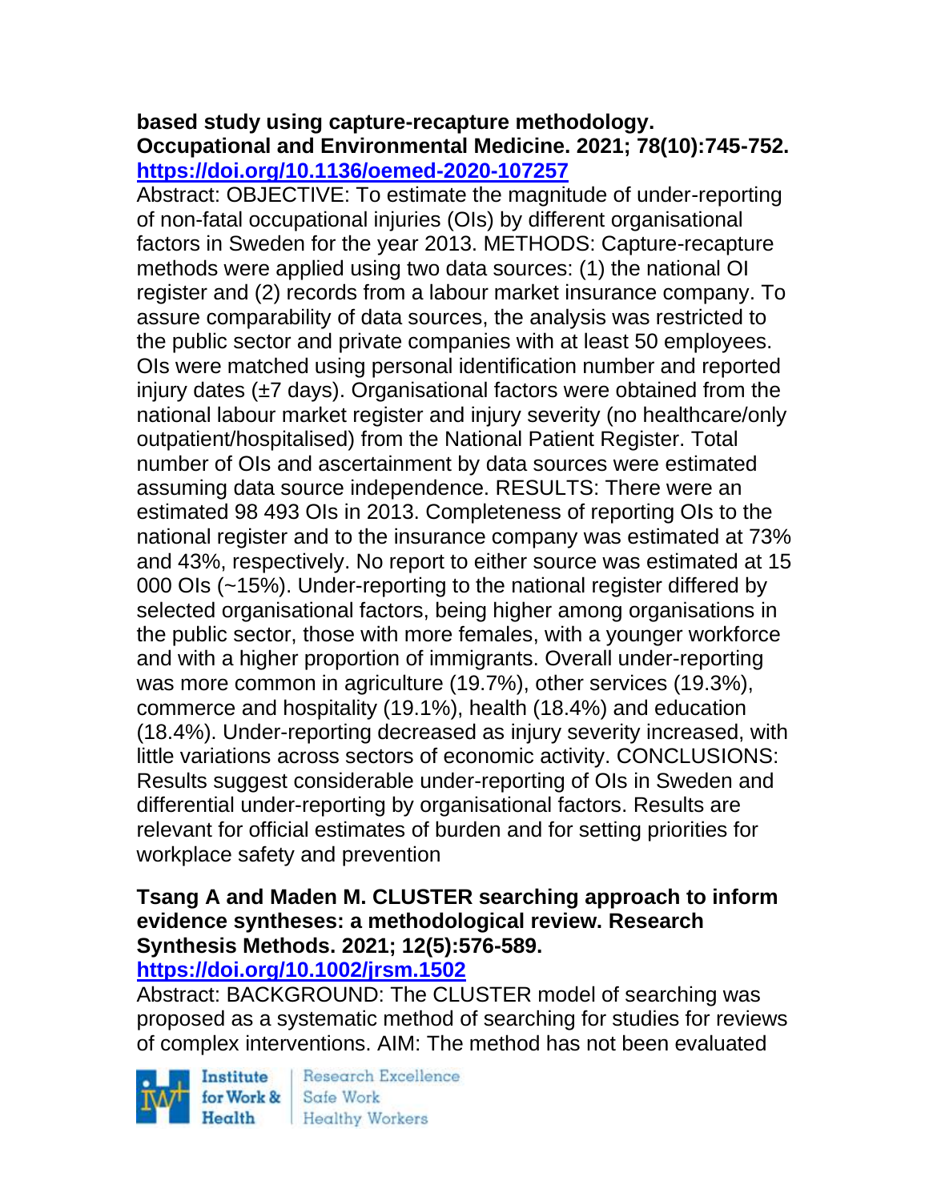**based study using capture-recapture methodology. Occupational and Environmental Medicine. 2021; 78(10):745-752. https://doi.org/10.1136/oemed-2020-107257**

Abstract: OBJECTIVE: To estimate the magnitude of under-reporting of non-fatal occupational injuries (OIs) by different organisational factors in Sweden for the year 2013. METHODS: Capture-recapture methods were applied using two data sources: (1) the national OI register and (2) records from a labour market insurance company. To assure comparability of data sources, the analysis was restricted to the public sector and private companies with at least 50 employees. OIs were matched using personal identification number and reported injury dates (±7 days). Organisational factors were obtained from the national labour market register and injury severity (no healthcare/only outpatient/hospitalised) from the National Patient Register. Total number of OIs and ascertainment by data sources were estimated assuming data source independence. RESULTS: There were an estimated 98 493 OIs in 2013. Completeness of reporting OIs to the national register and to the insurance company was estimated at 73% and 43%, respectively. No report to either source was estimated at 15 000 OIs (~15%). Under-reporting to the national register differed by selected organisational factors, being higher among organisations in the public sector, those with more females, with a younger workforce and with a higher proportion of immigrants. Overall under-reporting was more common in agriculture (19.7%), other services (19.3%), commerce and hospitality (19.1%), health (18.4%) and education (18.4%). Under-reporting decreased as injury severity increased, with little variations across sectors of economic activity. CONCLUSIONS: Results suggest considerable under-reporting of OIs in Sweden and differential under-reporting by organisational factors. Results are relevant for official estimates of burden and for setting priorities for workplace safety and prevention

**Tsang A and Maden M. CLUSTER searching approach to inform evidence syntheses: a methodological review. Research Synthesis Methods. 2021; 12(5):576-589. https://doi.org/10.1002/jrsm.1502**

Abstract: BACKGROUND: The CLUSTER model of searching was proposed as a systematic method of searching for studies for reviews of complex interventions. AIM: The method has not been evaluated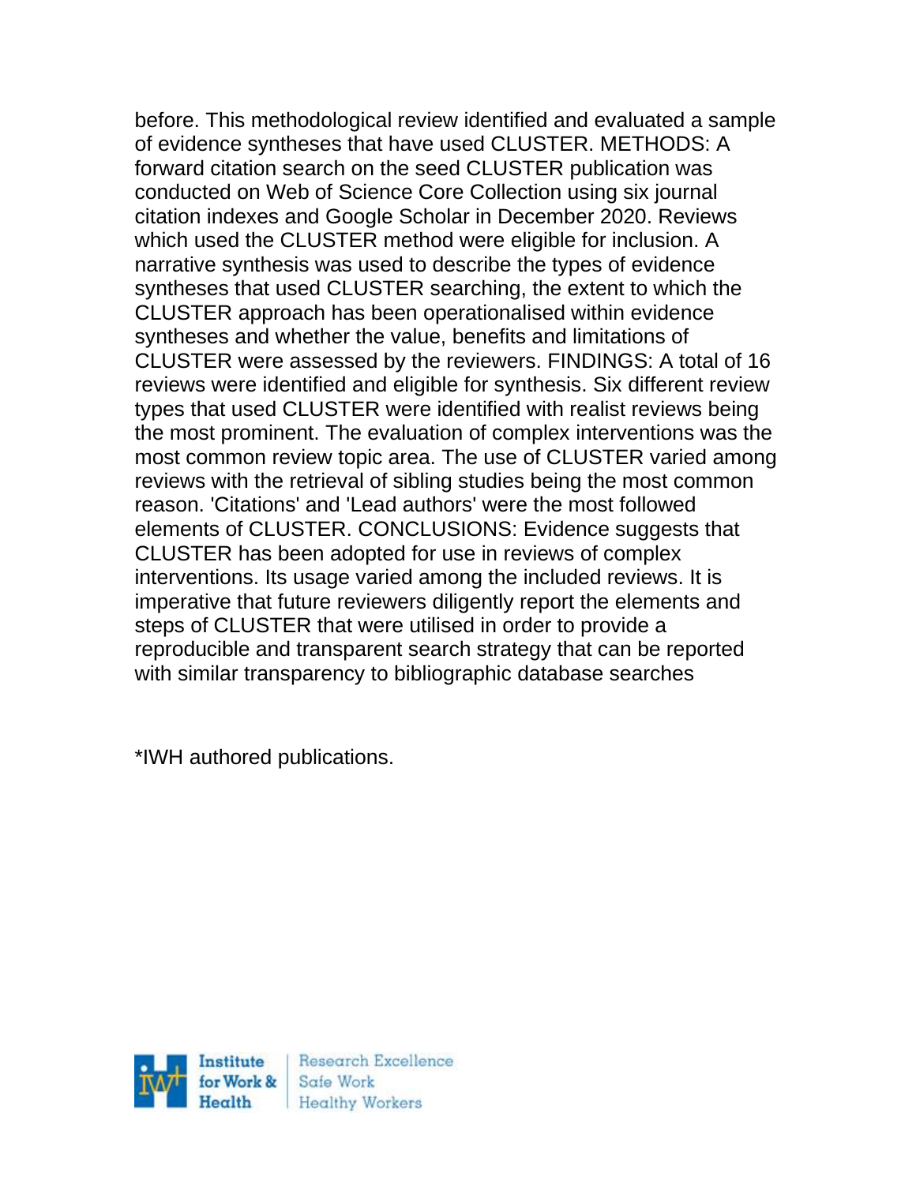before. This methodological review identified and evaluated a sample of evidence syntheses that have used CLUSTER. METHODS: A forward citation search on the seed CLUSTER publication was conducted on Web of Science Core Collection using six journal citation indexes and Google Scholar in December 2020. Reviews which used the CLUSTER method were eligible for inclusion. A narrative synthesis was used to describe the types of evidence syntheses that used CLUSTER searching, the extent to which the CLUSTER approach has been operationalised within evidence syntheses and whether the value, benefits and limitations of CLUSTER were assessed by the reviewers. FINDINGS: A total of 16 reviews were identified and eligible for synthesis. Six different review types that used CLUSTER were identified with realist reviews being the most prominent. The evaluation of complex interventions was the most common review topic area. The use of CLUSTER varied among reviews with the retrieval of sibling studies being the most common reason. 'Citations' and 'Lead authors' were the most followed elements of CLUSTER. CONCLUSIONS: Evidence suggests that CLUSTER has been adopted for use in reviews of complex interventions. Its usage varied among the included reviews. It is imperative that future reviewers diligently report the elements and steps of CLUSTER that were utilised in order to provide a reproducible and transparent search strategy that can be reported with similar transparency to bibliographic database searches

*IWH authored publications.